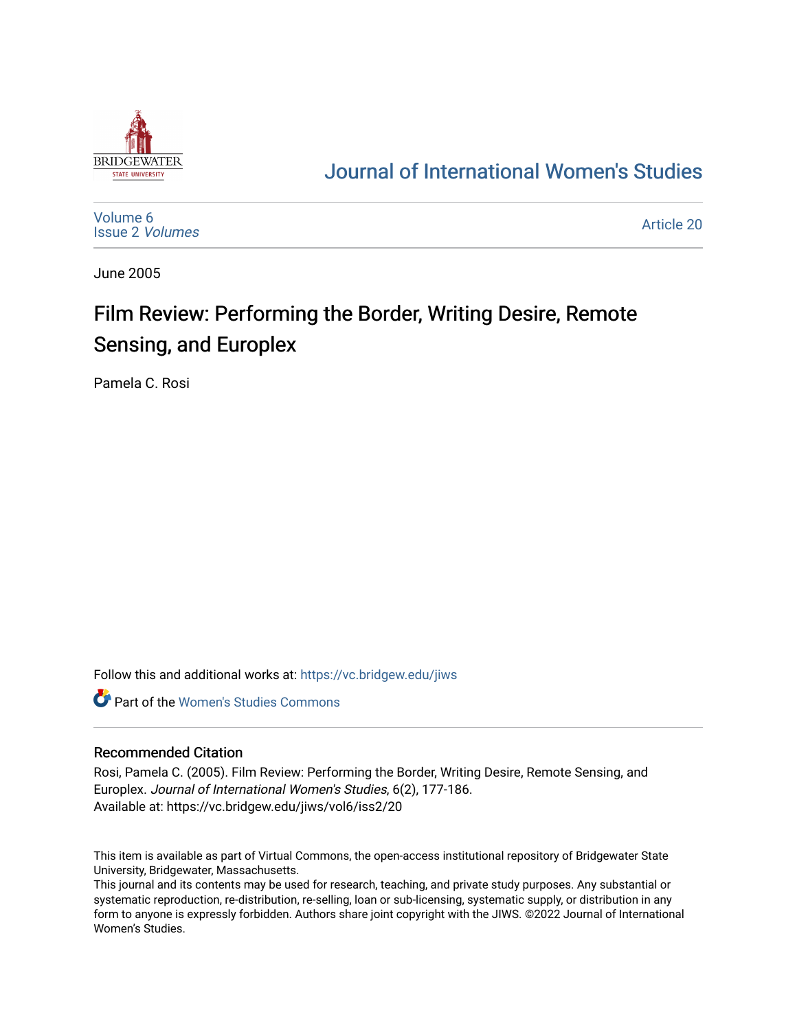# Journal of International Women's Studies

Volume 6
Issue 2 *Volumes*

Article 20

June 2005

## Film Review: Performing the Border, Writing Desire, Remote Sensing, and Europlex

Pamela C. Rosi

Follow this and additional works at: https://vc.bridgew.edu/jiws

Part of the Women's Studies Commons

### Recommended Citation

Rosi, Pamela C. (2005). Film Review: Performing the Border, Writing Desire, Remote Sensing, and Europlex. *Journal of International Women's Studies*, 6(2), 177-186.
Available at: https://vc.bridgew.edu/jiws/vol6/iss2/20

This item is available as part of Virtual Commons, the open-access institutional repository of Bridgewater State University, Bridgewater, Massachusetts.
This journal and its contents may be used for research, teaching, and private study purposes. Any substantial or systematic reproduction, re-distribution, re-selling, loan or sub-licensing, systematic supply, or distribution in any form to anyone is expressly forbidden. Authors share joint copyright with the JIWS. ©2022 Journal of International Women's Studies.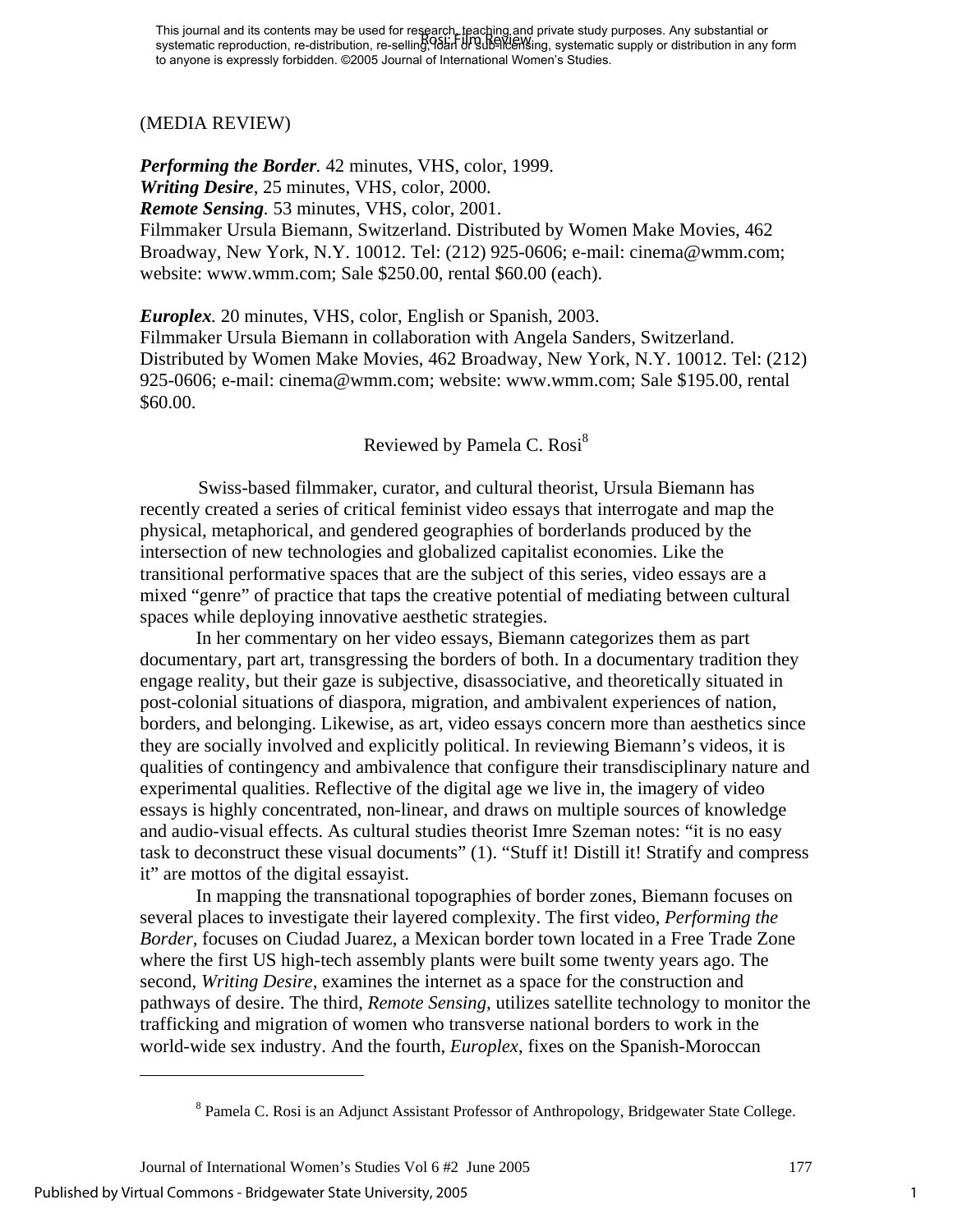(MEDIA REVIEW)

***Performing the Border***. 42 minutes, VHS, color, 1999.
***Writing Desire***, 25 minutes, VHS, color, 2000.
***Remote Sensing***. 53 minutes, VHS, color, 2001.
Filmmaker Ursula Biemann, Switzerland. Distributed by Women Make Movies, 462 Broadway, New York, N.Y. 10012. Tel: (212) 925-0606; e-mail: cinema@wmm.com; website: www.wmm.com; Sale $250.00, rental $60.00 (each).

***Europlex***. 20 minutes, VHS, color, English or Spanish, 2003.
Filmmaker Ursula Biemann in collaboration with Angela Sanders, Switzerland. Distributed by Women Make Movies, 462 Broadway, New York, N.Y. 10012. Tel: (212) 925-0606; e-mail: cinema@wmm.com; website: www.wmm.com; Sale $195.00, rental $60.00.

Reviewed by Pamela C. Rosi[8]

Swiss-based filmmaker, curator, and cultural theorist, Ursula Biemann has recently created a series of critical feminist video essays that interrogate and map the physical, metaphorical, and gendered geographies of borderlands produced by the intersection of new technologies and globalized capitalist economies. Like the transitional performative spaces that are the subject of this series, video essays are a mixed "genre" of practice that taps the creative potential of mediating between cultural spaces while deploying innovative aesthetic strategies.

In her commentary on her video essays, Biemann categorizes them as part documentary, part art, transgressing the borders of both. In a documentary tradition they engage reality, but their gaze is subjective, disassociative, and theoretically situated in post-colonial situations of diaspora, migration, and ambivalent experiences of nation, borders, and belonging. Likewise, as art, video essays concern more than aesthetics since they are socially involved and explicitly political. In reviewing Biemann's videos, it is qualities of contingency and ambivalence that configure their transdisciplinary nature and experimental qualities. Reflective of the digital age we live in, the imagery of video essays is highly concentrated, non-linear, and draws on multiple sources of knowledge and audio-visual effects. As cultural studies theorist Imre Szeman notes: "it is no easy task to deconstruct these visual documents" (1). "Stuff it! Distill it! Stratify and compress it" are mottos of the digital essayist.

In mapping the transnational topographies of border zones, Biemann focuses on several places to investigate their layered complexity. The first video, *Performing the Border*, focuses on Ciudad Juarez, a Mexican border town located in a Free Trade Zone where the first US high-tech assembly plants were built some twenty years ago. The second, *Writing Desire*, examines the internet as a space for the construction and pathways of desire. The third, *Remote Sensing*, utilizes satellite technology to monitor the trafficking and migration of women who transverse national borders to work in the world-wide sex industry. And the fourth, *Europlex*, fixes on the Spanish-Moroccan

[8] Pamela C. Rosi is an Adjunct Assistant Professor of Anthropology, Bridgewater State College.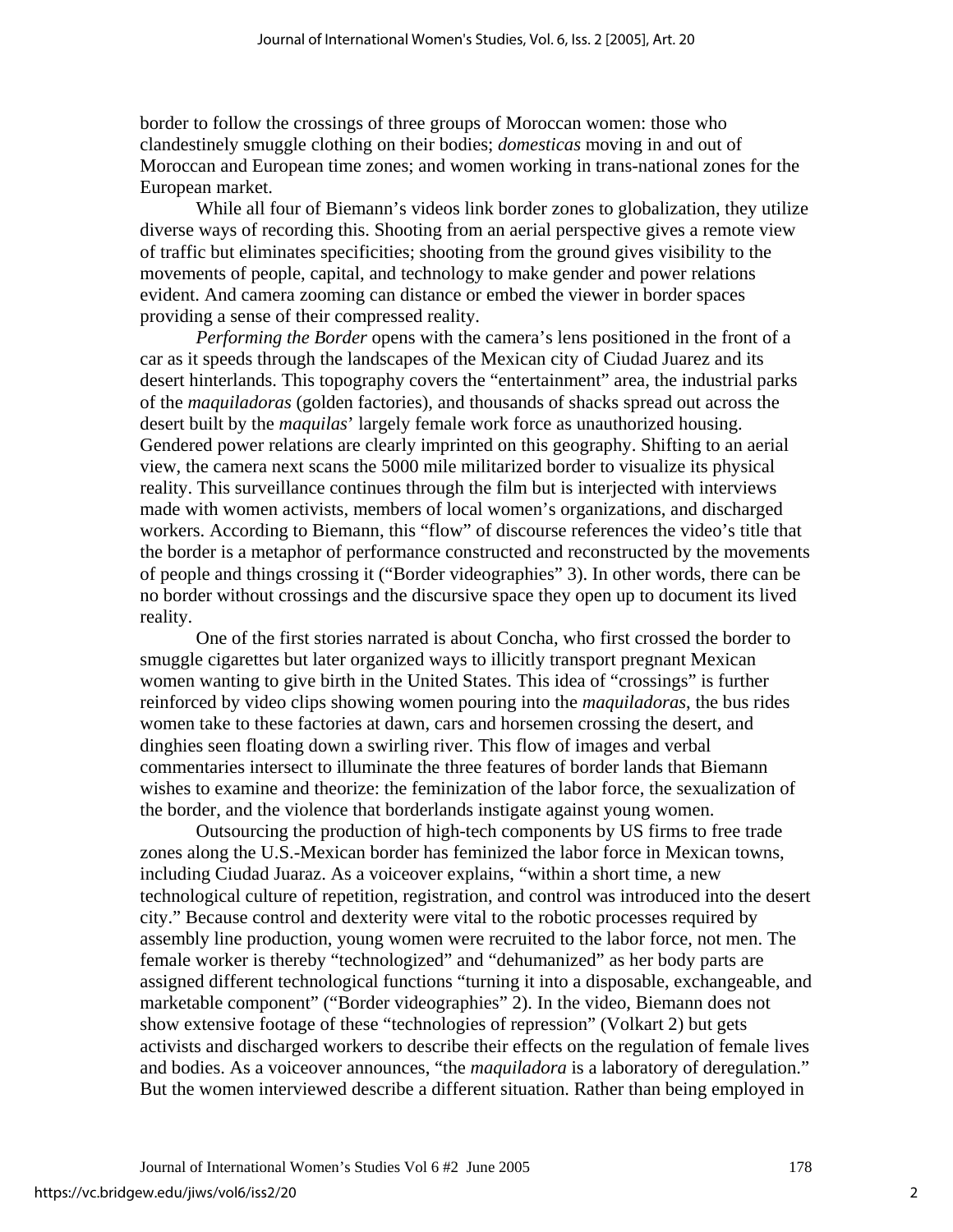border to follow the crossings of three groups of Moroccan women: those who clandestinely smuggle clothing on their bodies; *domesticas* moving in and out of Moroccan and European time zones; and women working in trans-national zones for the European market.

While all four of Biemann's videos link border zones to globalization, they utilize diverse ways of recording this. Shooting from an aerial perspective gives a remote view of traffic but eliminates specificities; shooting from the ground gives visibility to the movements of people, capital, and technology to make gender and power relations evident. And camera zooming can distance or embed the viewer in border spaces providing a sense of their compressed reality.

*Performing the Border* opens with the camera's lens positioned in the front of a car as it speeds through the landscapes of the Mexican city of Ciudad Juarez and its desert hinterlands. This topography covers the "entertainment" area, the industrial parks of the *maquiladoras* (golden factories), and thousands of shacks spread out across the desert built by the *maquilas*' largely female work force as unauthorized housing. Gendered power relations are clearly imprinted on this geography. Shifting to an aerial view, the camera next scans the 5000 mile militarized border to visualize its physical reality. This surveillance continues through the film but is interjected with interviews made with women activists, members of local women's organizations, and discharged workers. According to Biemann, this "flow" of discourse references the video's title that the border is a metaphor of performance constructed and reconstructed by the movements of people and things crossing it ("Border videographies" 3). In other words, there can be no border without crossings and the discursive space they open up to document its lived reality.

One of the first stories narrated is about Concha, who first crossed the border to smuggle cigarettes but later organized ways to illicitly transport pregnant Mexican women wanting to give birth in the United States. This idea of "crossings" is further reinforced by video clips showing women pouring into the *maquiladoras*, the bus rides women take to these factories at dawn, cars and horsemen crossing the desert, and dinghies seen floating down a swirling river. This flow of images and verbal commentaries intersect to illuminate the three features of border lands that Biemann wishes to examine and theorize: the feminization of the labor force, the sexualization of the border, and the violence that borderlands instigate against young women.

Outsourcing the production of high-tech components by US firms to free trade zones along the U.S.-Mexican border has feminized the labor force in Mexican towns, including Ciudad Juaraz. As a voiceover explains, "within a short time, a new technological culture of repetition, registration, and control was introduced into the desert city." Because control and dexterity were vital to the robotic processes required by assembly line production, young women were recruited to the labor force, not men. The female worker is thereby "technologized" and "dehumanized" as her body parts are assigned different technological functions "turning it into a disposable, exchangeable, and marketable component" ("Border videographies" 2). In the video, Biemann does not show extensive footage of these "technologies of repression" (Volkart 2) but gets activists and discharged workers to describe their effects on the regulation of female lives and bodies. As a voiceover announces, "the *maquiladora* is a laboratory of deregulation." But the women interviewed describe a different situation. Rather than being employed in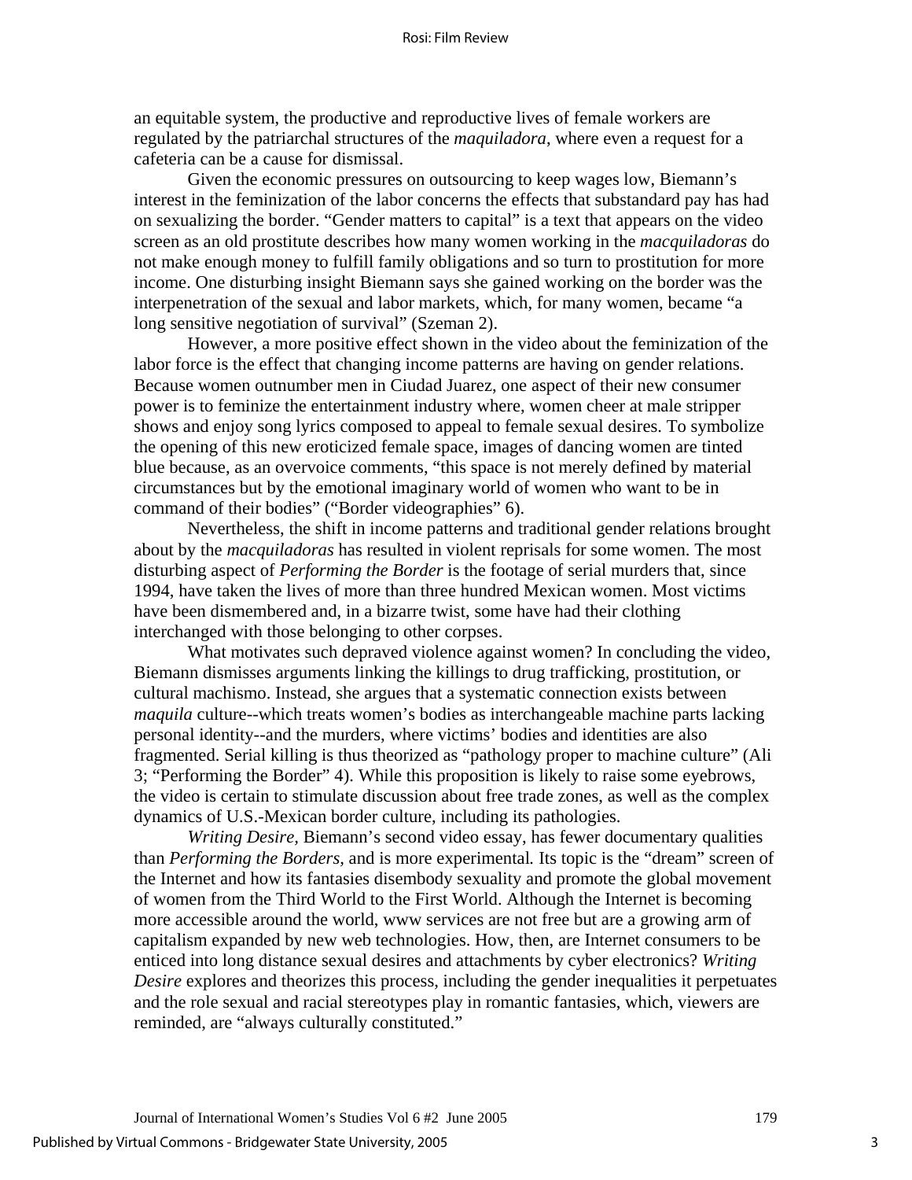an equitable system, the productive and reproductive lives of female workers are regulated by the patriarchal structures of the *maquiladora*, where even a request for a cafeteria can be a cause for dismissal.

Given the economic pressures on outsourcing to keep wages low, Biemann's interest in the feminization of the labor concerns the effects that substandard pay has had on sexualizing the border. "Gender matters to capital" is a text that appears on the video screen as an old prostitute describes how many women working in the *macquiladoras* do not make enough money to fulfill family obligations and so turn to prostitution for more income. One disturbing insight Biemann says she gained working on the border was the interpenetration of the sexual and labor markets, which, for many women, became "a long sensitive negotiation of survival" (Szeman 2).

However, a more positive effect shown in the video about the feminization of the labor force is the effect that changing income patterns are having on gender relations. Because women outnumber men in Ciudad Juarez, one aspect of their new consumer power is to feminize the entertainment industry where, women cheer at male stripper shows and enjoy song lyrics composed to appeal to female sexual desires. To symbolize the opening of this new eroticized female space, images of dancing women are tinted blue because, as an overvoice comments, "this space is not merely defined by material circumstances but by the emotional imaginary world of women who want to be in command of their bodies" ("Border videographies" 6).

Nevertheless, the shift in income patterns and traditional gender relations brought about by the *macquiladoras* has resulted in violent reprisals for some women. The most disturbing aspect of *Performing the Border* is the footage of serial murders that, since 1994, have taken the lives of more than three hundred Mexican women. Most victims have been dismembered and, in a bizarre twist, some have had their clothing interchanged with those belonging to other corpses.

What motivates such depraved violence against women? In concluding the video, Biemann dismisses arguments linking the killings to drug trafficking, prostitution, or cultural machismo. Instead, she argues that a systematic connection exists between *maquila* culture--which treats women's bodies as interchangeable machine parts lacking personal identity--and the murders, where victims' bodies and identities are also fragmented. Serial killing is thus theorized as "pathology proper to machine culture" (Ali 3; "Performing the Border" 4). While this proposition is likely to raise some eyebrows, the video is certain to stimulate discussion about free trade zones, as well as the complex dynamics of U.S.-Mexican border culture, including its pathologies.

*Writing Desire,* Biemann's second video essay, has fewer documentary qualities than *Performing the Borders,* and is more experimental*.* Its topic is the "dream" screen of the Internet and how its fantasies disembody sexuality and promote the global movement of women from the Third World to the First World. Although the Internet is becoming more accessible around the world, www services are not free but are a growing arm of capitalism expanded by new web technologies. How, then, are Internet consumers to be enticed into long distance sexual desires and attachments by cyber electronics? *Writing Desire* explores and theorizes this process, including the gender inequalities it perpetuates and the role sexual and racial stereotypes play in romantic fantasies, which, viewers are reminded, are "always culturally constituted."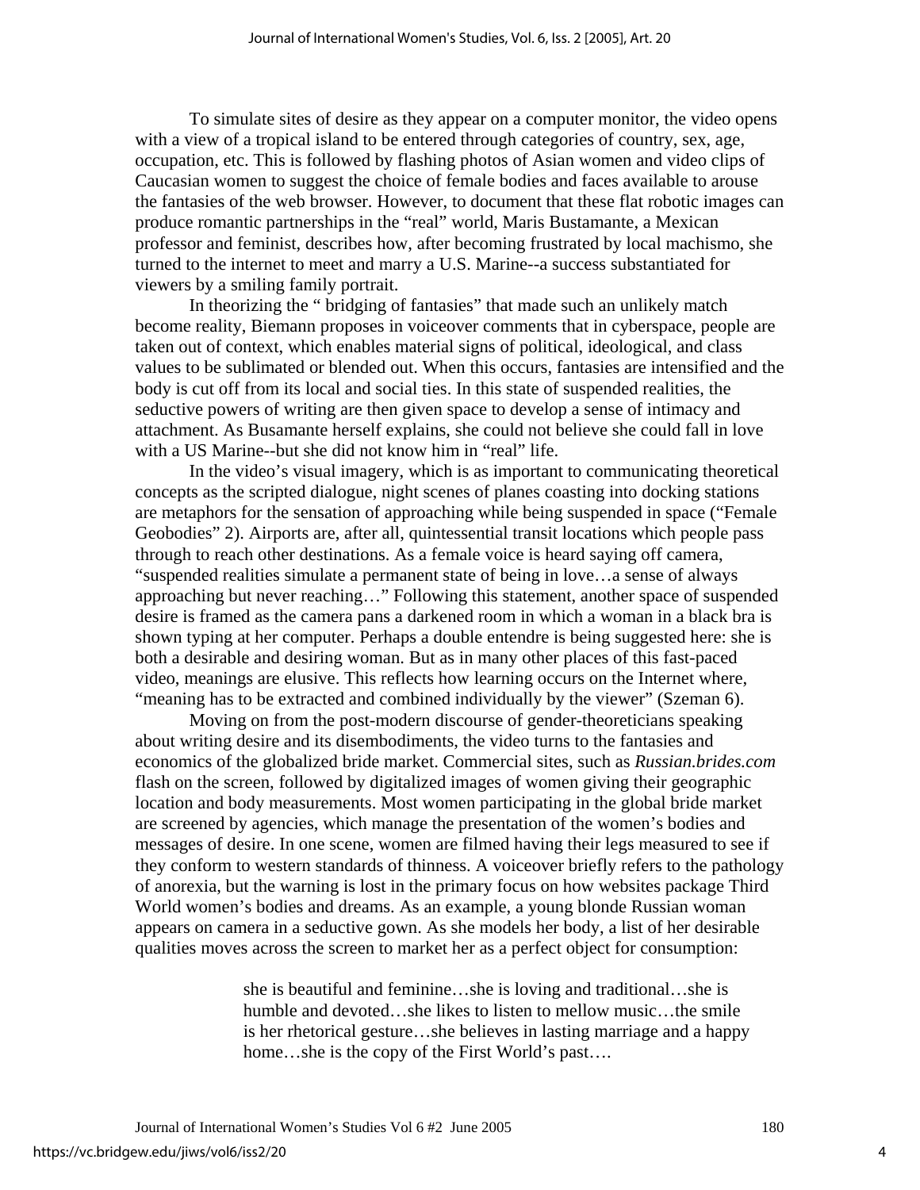To simulate sites of desire as they appear on a computer monitor, the video opens with a view of a tropical island to be entered through categories of country, sex, age, occupation, etc. This is followed by flashing photos of Asian women and video clips of Caucasian women to suggest the choice of female bodies and faces available to arouse the fantasies of the web browser. However, to document that these flat robotic images can produce romantic partnerships in the "real" world, Maris Bustamante, a Mexican professor and feminist, describes how, after becoming frustrated by local machismo, she turned to the internet to meet and marry a U.S. Marine--a success substantiated for viewers by a smiling family portrait.

In theorizing the " bridging of fantasies" that made such an unlikely match become reality, Biemann proposes in voiceover comments that in cyberspace, people are taken out of context, which enables material signs of political, ideological, and class values to be sublimated or blended out. When this occurs, fantasies are intensified and the body is cut off from its local and social ties. In this state of suspended realities, the seductive powers of writing are then given space to develop a sense of intimacy and attachment. As Busamante herself explains, she could not believe she could fall in love with a US Marine--but she did not know him in "real" life.

In the video's visual imagery, which is as important to communicating theoretical concepts as the scripted dialogue, night scenes of planes coasting into docking stations are metaphors for the sensation of approaching while being suspended in space ("Female Geobodies" 2). Airports are, after all, quintessential transit locations which people pass through to reach other destinations. As a female voice is heard saying off camera, "suspended realities simulate a permanent state of being in love…a sense of always approaching but never reaching…" Following this statement, another space of suspended desire is framed as the camera pans a darkened room in which a woman in a black bra is shown typing at her computer. Perhaps a double entendre is being suggested here: she is both a desirable and desiring woman. But as in many other places of this fast-paced video, meanings are elusive. This reflects how learning occurs on the Internet where, "meaning has to be extracted and combined individually by the viewer" (Szeman 6).

Moving on from the post-modern discourse of gender-theoreticians speaking about writing desire and its disembodiments, the video turns to the fantasies and economics of the globalized bride market. Commercial sites, such as *Russian.brides.com* flash on the screen, followed by digitalized images of women giving their geographic location and body measurements. Most women participating in the global bride market are screened by agencies, which manage the presentation of the women's bodies and messages of desire. In one scene, women are filmed having their legs measured to see if they conform to western standards of thinness. A voiceover briefly refers to the pathology of anorexia, but the warning is lost in the primary focus on how websites package Third World women's bodies and dreams. As an example, a young blonde Russian woman appears on camera in a seductive gown. As she models her body, a list of her desirable qualities moves across the screen to market her as a perfect object for consumption:

> she is beautiful and feminine…she is loving and traditional…she is humble and devoted…she likes to listen to mellow music…the smile is her rhetorical gesture…she believes in lasting marriage and a happy home…she is the copy of the First World's past….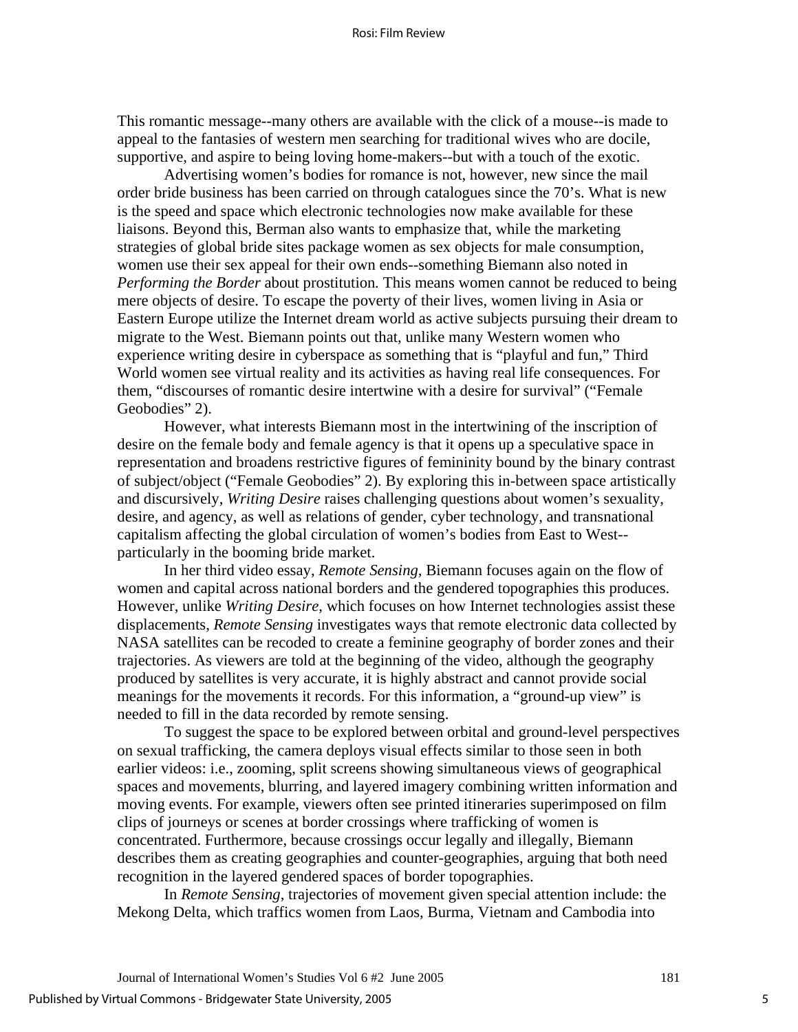This romantic message--many others are available with the click of a mouse--is made to appeal to the fantasies of western men searching for traditional wives who are docile, supportive, and aspire to being loving home-makers--but with a touch of the exotic.

Advertising women's bodies for romance is not, however, new since the mail order bride business has been carried on through catalogues since the 70's. What is new is the speed and space which electronic technologies now make available for these liaisons. Beyond this, Berman also wants to emphasize that, while the marketing strategies of global bride sites package women as sex objects for male consumption, women use their sex appeal for their own ends--something Biemann also noted in *Performing the Border* about prostitution. This means women cannot be reduced to being mere objects of desire. To escape the poverty of their lives, women living in Asia or Eastern Europe utilize the Internet dream world as active subjects pursuing their dream to migrate to the West. Biemann points out that, unlike many Western women who experience writing desire in cyberspace as something that is "playful and fun," Third World women see virtual reality and its activities as having real life consequences. For them, "discourses of romantic desire intertwine with a desire for survival" ("Female Geobodies" 2).

However, what interests Biemann most in the intertwining of the inscription of desire on the female body and female agency is that it opens up a speculative space in representation and broadens restrictive figures of femininity bound by the binary contrast of subject/object ("Female Geobodies" 2). By exploring this in-between space artistically and discursively, *Writing Desire* raises challenging questions about women's sexuality, desire, and agency, as well as relations of gender, cyber technology, and transnational capitalism affecting the global circulation of women's bodies from East to West--particularly in the booming bride market.

In her third video essay, *Remote Sensing,* Biemann focuses again on the flow of women and capital across national borders and the gendered topographies this produces. However, unlike *Writing Desire*, which focuses on how Internet technologies assist these displacements, *Remote Sensing* investigates ways that remote electronic data collected by NASA satellites can be recoded to create a feminine geography of border zones and their trajectories. As viewers are told at the beginning of the video, although the geography produced by satellites is very accurate, it is highly abstract and cannot provide social meanings for the movements it records. For this information, a "ground-up view" is needed to fill in the data recorded by remote sensing.

To suggest the space to be explored between orbital and ground-level perspectives on sexual trafficking, the camera deploys visual effects similar to those seen in both earlier videos: i.e., zooming, split screens showing simultaneous views of geographical spaces and movements, blurring, and layered imagery combining written information and moving events. For example, viewers often see printed itineraries superimposed on film clips of journeys or scenes at border crossings where trafficking of women is concentrated. Furthermore, because crossings occur legally and illegally, Biemann describes them as creating geographies and counter-geographies, arguing that both need recognition in the layered gendered spaces of border topographies.

In *Remote Sensing*, trajectories of movement given special attention include: the Mekong Delta, which traffics women from Laos, Burma, Vietnam and Cambodia into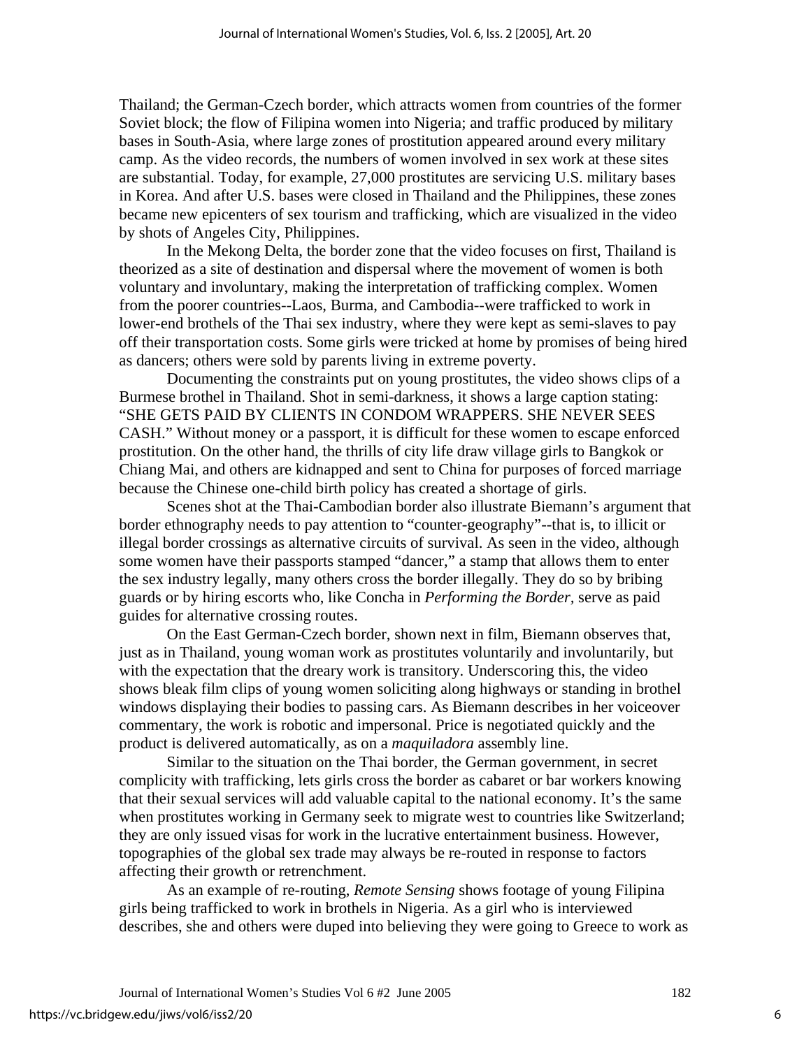Thailand; the German-Czech border, which attracts women from countries of the former Soviet block; the flow of Filipina women into Nigeria; and traffic produced by military bases in South-Asia, where large zones of prostitution appeared around every military camp. As the video records, the numbers of women involved in sex work at these sites are substantial. Today, for example, 27,000 prostitutes are servicing U.S. military bases in Korea. And after U.S. bases were closed in Thailand and the Philippines, these zones became new epicenters of sex tourism and trafficking, which are visualized in the video by shots of Angeles City, Philippines.

In the Mekong Delta, the border zone that the video focuses on first, Thailand is theorized as a site of destination and dispersal where the movement of women is both voluntary and involuntary, making the interpretation of trafficking complex. Women from the poorer countries--Laos, Burma, and Cambodia--were trafficked to work in lower-end brothels of the Thai sex industry, where they were kept as semi-slaves to pay off their transportation costs. Some girls were tricked at home by promises of being hired as dancers; others were sold by parents living in extreme poverty.

Documenting the constraints put on young prostitutes, the video shows clips of a Burmese brothel in Thailand. Shot in semi-darkness, it shows a large caption stating: "SHE GETS PAID BY CLIENTS IN CONDOM WRAPPERS. SHE NEVER SEES CASH." Without money or a passport, it is difficult for these women to escape enforced prostitution. On the other hand, the thrills of city life draw village girls to Bangkok or Chiang Mai, and others are kidnapped and sent to China for purposes of forced marriage because the Chinese one-child birth policy has created a shortage of girls.

Scenes shot at the Thai-Cambodian border also illustrate Biemann's argument that border ethnography needs to pay attention to "counter-geography"--that is, to illicit or illegal border crossings as alternative circuits of survival. As seen in the video, although some women have their passports stamped "dancer," a stamp that allows them to enter the sex industry legally, many others cross the border illegally. They do so by bribing guards or by hiring escorts who, like Concha in *Performing the Border*, serve as paid guides for alternative crossing routes.

On the East German-Czech border, shown next in film, Biemann observes that, just as in Thailand, young woman work as prostitutes voluntarily and involuntarily, but with the expectation that the dreary work is transitory. Underscoring this, the video shows bleak film clips of young women soliciting along highways or standing in brothel windows displaying their bodies to passing cars. As Biemann describes in her voiceover commentary, the work is robotic and impersonal. Price is negotiated quickly and the product is delivered automatically, as on a *maquiladora* assembly line.

Similar to the situation on the Thai border, the German government, in secret complicity with trafficking, lets girls cross the border as cabaret or bar workers knowing that their sexual services will add valuable capital to the national economy. It's the same when prostitutes working in Germany seek to migrate west to countries like Switzerland; they are only issued visas for work in the lucrative entertainment business. However, topographies of the global sex trade may always be re-routed in response to factors affecting their growth or retrenchment.

As an example of re-routing, *Remote Sensing* shows footage of young Filipina girls being trafficked to work in brothels in Nigeria. As a girl who is interviewed describes, she and others were duped into believing they were going to Greece to work as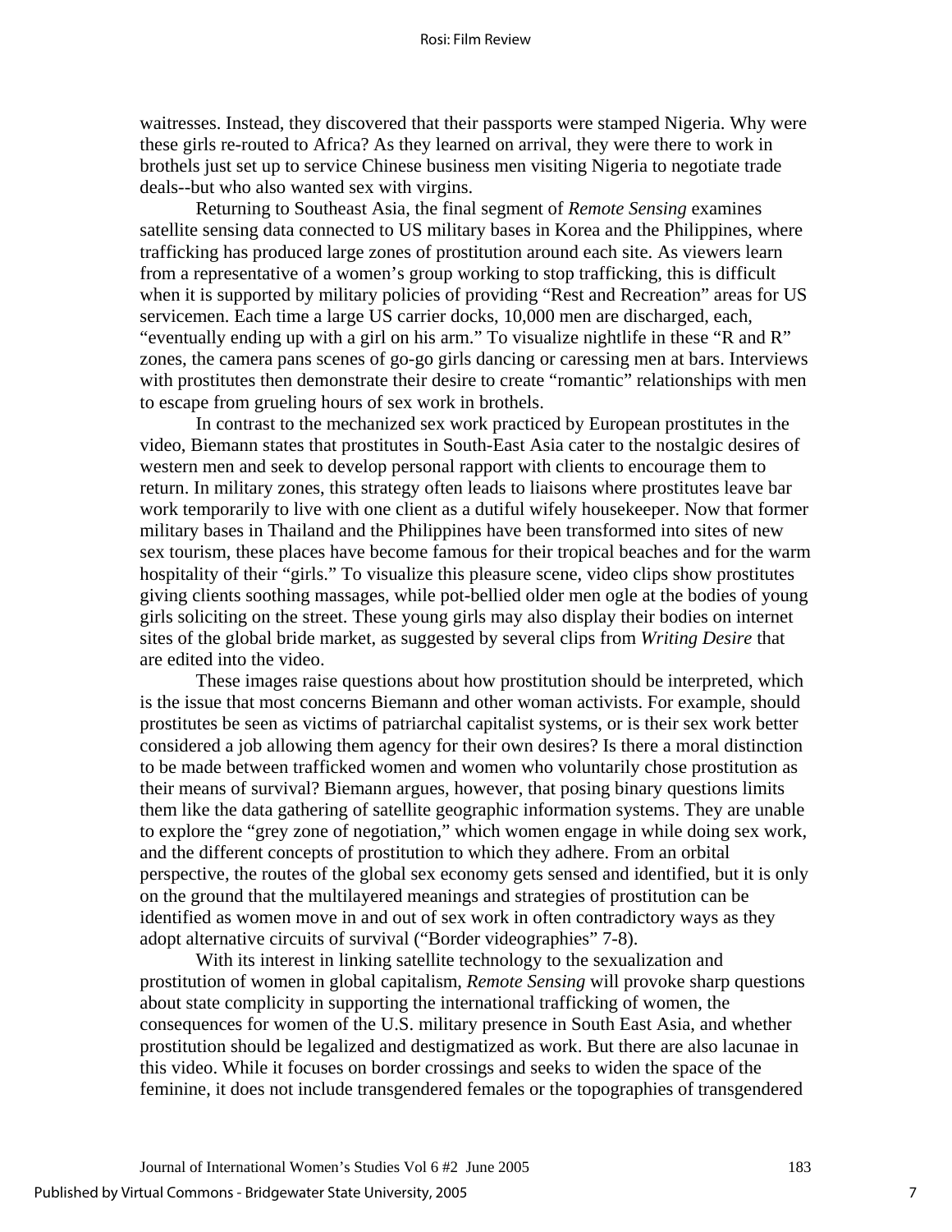waitresses. Instead, they discovered that their passports were stamped Nigeria. Why were these girls re-routed to Africa? As they learned on arrival, they were there to work in brothels just set up to service Chinese business men visiting Nigeria to negotiate trade deals--but who also wanted sex with virgins.

Returning to Southeast Asia, the final segment of *Remote Sensing* examines satellite sensing data connected to US military bases in Korea and the Philippines, where trafficking has produced large zones of prostitution around each site. As viewers learn from a representative of a women's group working to stop trafficking, this is difficult when it is supported by military policies of providing "Rest and Recreation" areas for US servicemen. Each time a large US carrier docks, 10,000 men are discharged, each, "eventually ending up with a girl on his arm." To visualize nightlife in these "R and R" zones, the camera pans scenes of go-go girls dancing or caressing men at bars. Interviews with prostitutes then demonstrate their desire to create "romantic" relationships with men to escape from grueling hours of sex work in brothels.

In contrast to the mechanized sex work practiced by European prostitutes in the video, Biemann states that prostitutes in South-East Asia cater to the nostalgic desires of western men and seek to develop personal rapport with clients to encourage them to return. In military zones, this strategy often leads to liaisons where prostitutes leave bar work temporarily to live with one client as a dutiful wifely housekeeper. Now that former military bases in Thailand and the Philippines have been transformed into sites of new sex tourism, these places have become famous for their tropical beaches and for the warm hospitality of their "girls." To visualize this pleasure scene, video clips show prostitutes giving clients soothing massages, while pot-bellied older men ogle at the bodies of young girls soliciting on the street. These young girls may also display their bodies on internet sites of the global bride market, as suggested by several clips from *Writing Desire* that are edited into the video.

These images raise questions about how prostitution should be interpreted, which is the issue that most concerns Biemann and other woman activists. For example, should prostitutes be seen as victims of patriarchal capitalist systems, or is their sex work better considered a job allowing them agency for their own desires? Is there a moral distinction to be made between trafficked women and women who voluntarily chose prostitution as their means of survival? Biemann argues, however, that posing binary questions limits them like the data gathering of satellite geographic information systems. They are unable to explore the "grey zone of negotiation," which women engage in while doing sex work, and the different concepts of prostitution to which they adhere. From an orbital perspective, the routes of the global sex economy gets sensed and identified, but it is only on the ground that the multilayered meanings and strategies of prostitution can be identified as women move in and out of sex work in often contradictory ways as they adopt alternative circuits of survival ("Border videographies" 7-8).

With its interest in linking satellite technology to the sexualization and prostitution of women in global capitalism, *Remote Sensing* will provoke sharp questions about state complicity in supporting the international trafficking of women, the consequences for women of the U.S. military presence in South East Asia, and whether prostitution should be legalized and destigmatized as work. But there are also lacunae in this video. While it focuses on border crossings and seeks to widen the space of the feminine, it does not include transgendered females or the topographies of transgendered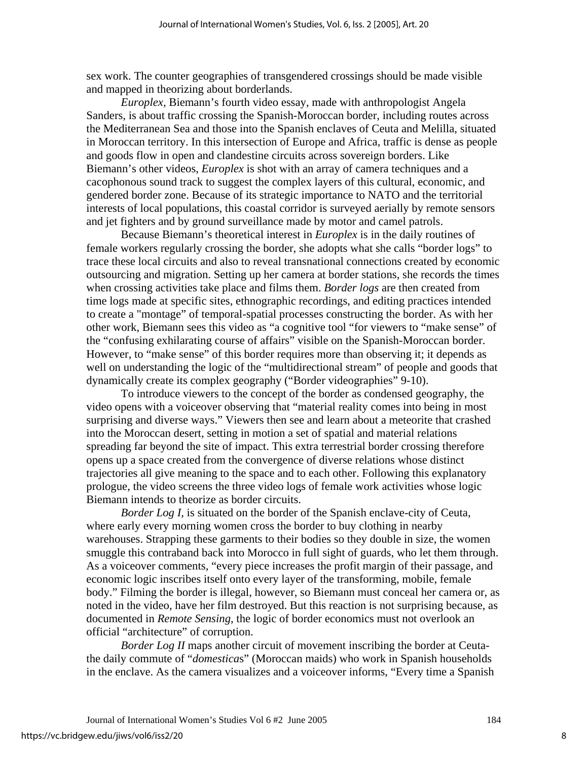sex work. The counter geographies of transgendered crossings should be made visible and mapped in theorizing about borderlands.

*Europlex*, Biemann's fourth video essay, made with anthropologist Angela Sanders, is about traffic crossing the Spanish-Moroccan border, including routes across the Mediterranean Sea and those into the Spanish enclaves of Ceuta and Melilla, situated in Moroccan territory. In this intersection of Europe and Africa, traffic is dense as people and goods flow in open and clandestine circuits across sovereign borders. Like Biemann's other videos, *Europlex* is shot with an array of camera techniques and a cacophonous sound track to suggest the complex layers of this cultural, economic, and gendered border zone. Because of its strategic importance to NATO and the territorial interests of local populations, this coastal corridor is surveyed aerially by remote sensors and jet fighters and by ground surveillance made by motor and camel patrols.

Because Biemann's theoretical interest in *Europlex* is in the daily routines of female workers regularly crossing the border, she adopts what she calls "border logs" to trace these local circuits and also to reveal transnational connections created by economic outsourcing and migration. Setting up her camera at border stations, she records the times when crossing activities take place and films them. *Border logs* are then created from time logs made at specific sites, ethnographic recordings, and editing practices intended to create a "montage" of temporal-spatial processes constructing the border. As with her other work, Biemann sees this video as "a cognitive tool "for viewers to "make sense" of the "confusing exhilarating course of affairs" visible on the Spanish-Moroccan border. However, to "make sense" of this border requires more than observing it; it depends as well on understanding the logic of the "multidirectional stream" of people and goods that dynamically create its complex geography ("Border videographies" 9-10).

To introduce viewers to the concept of the border as condensed geography, the video opens with a voiceover observing that "material reality comes into being in most surprising and diverse ways." Viewers then see and learn about a meteorite that crashed into the Moroccan desert, setting in motion a set of spatial and material relations spreading far beyond the site of impact. This extra terrestrial border crossing therefore opens up a space created from the convergence of diverse relations whose distinct trajectories all give meaning to the space and to each other. Following this explanatory prologue, the video screens the three video logs of female work activities whose logic Biemann intends to theorize as border circuits.

*Border Log I*, is situated on the border of the Spanish enclave-city of Ceuta, where early every morning women cross the border to buy clothing in nearby warehouses. Strapping these garments to their bodies so they double in size, the women smuggle this contraband back into Morocco in full sight of guards, who let them through. As a voiceover comments, "every piece increases the profit margin of their passage, and economic logic inscribes itself onto every layer of the transforming, mobile, female body." Filming the border is illegal, however, so Biemann must conceal her camera or, as noted in the video, have her film destroyed. But this reaction is not surprising because, as documented in *Remote Sensing*, the logic of border economics must not overlook an official "architecture" of corruption.

*Border Log II* maps another circuit of movement inscribing the border at Ceuta-the daily commute of "*domesticas*" (Moroccan maids) who work in Spanish households in the enclave. As the camera visualizes and a voiceover informs, "Every time a Spanish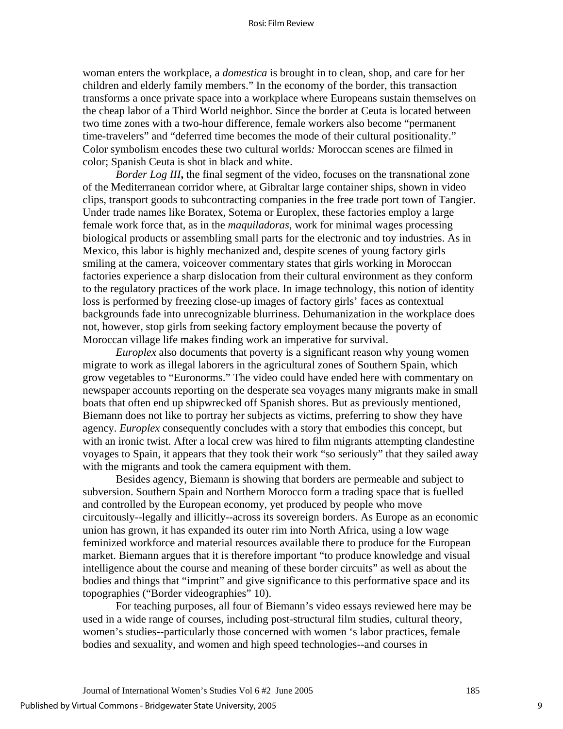woman enters the workplace, a *domestica* is brought in to clean, shop, and care for her children and elderly family members." In the economy of the border, this transaction transforms a once private space into a workplace where Europeans sustain themselves on the cheap labor of a Third World neighbor. Since the border at Ceuta is located between two time zones with a two-hour difference, female workers also become "permanent time-travelers" and "deferred time becomes the mode of their cultural positionality." Color symbolism encodes these two cultural worlds*:* Moroccan scenes are filmed in color; Spanish Ceuta is shot in black and white.

*Border Log III***,** the final segment of the video, focuses on the transnational zone of the Mediterranean corridor where, at Gibraltar large container ships, shown in video clips, transport goods to subcontracting companies in the free trade port town of Tangier. Under trade names like Boratex, Sotema or Europlex, these factories employ a large female work force that, as in the *maquiladoras*, work for minimal wages processing biological products or assembling small parts for the electronic and toy industries. As in Mexico, this labor is highly mechanized and, despite scenes of young factory girls smiling at the camera, voiceover commentary states that girls working in Moroccan factories experience a sharp dislocation from their cultural environment as they conform to the regulatory practices of the work place. In image technology, this notion of identity loss is performed by freezing close-up images of factory girls' faces as contextual backgrounds fade into unrecognizable blurriness. Dehumanization in the workplace does not, however, stop girls from seeking factory employment because the poverty of Moroccan village life makes finding work an imperative for survival.

*Europlex* also documents that poverty is a significant reason why young women migrate to work as illegal laborers in the agricultural zones of Southern Spain, which grow vegetables to "Euronorms." The video could have ended here with commentary on newspaper accounts reporting on the desperate sea voyages many migrants make in small boats that often end up shipwrecked off Spanish shores. But as previously mentioned, Biemann does not like to portray her subjects as victims, preferring to show they have agency. *Europlex* consequently concludes with a story that embodies this concept, but with an ironic twist. After a local crew was hired to film migrants attempting clandestine voyages to Spain, it appears that they took their work "so seriously" that they sailed away with the migrants and took the camera equipment with them.

Besides agency, Biemann is showing that borders are permeable and subject to subversion. Southern Spain and Northern Morocco form a trading space that is fuelled and controlled by the European economy, yet produced by people who move circuitously--legally and illicitly--across its sovereign borders. As Europe as an economic union has grown, it has expanded its outer rim into North Africa, using a low wage feminized workforce and material resources available there to produce for the European market. Biemann argues that it is therefore important "to produce knowledge and visual intelligence about the course and meaning of these border circuits" as well as about the bodies and things that "imprint" and give significance to this performative space and its topographies ("Border videographies" 10).

For teaching purposes, all four of Biemann's video essays reviewed here may be used in a wide range of courses, including post-structural film studies, cultural theory, women's studies--particularly those concerned with women 's labor practices, female bodies and sexuality, and women and high speed technologies--and courses in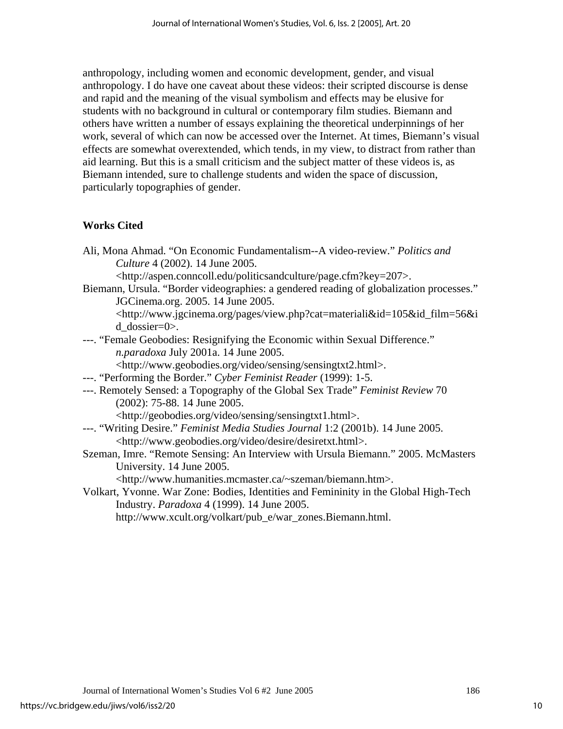anthropology, including women and economic development, gender, and visual anthropology. I do have one caveat about these videos: their scripted discourse is dense and rapid and the meaning of the visual symbolism and effects may be elusive for students with no background in cultural or contemporary film studies. Biemann and others have written a number of essays explaining the theoretical underpinnings of her work, several of which can now be accessed over the Internet. At times, Biemann's visual effects are somewhat overextended, which tends, in my view, to distract from rather than aid learning. But this is a small criticism and the subject matter of these videos is, as Biemann intended, sure to challenge students and widen the space of discussion, particularly topographies of gender.

## Works Cited

Ali, Mona Ahmad. "On Economic Fundamentalism--A video-review." *Politics and Culture* 4 (2002). 14 June 2005. <http://aspen.conncoll.edu/politicsandculture/page.cfm?key=207>.

Biemann, Ursula. "Border videographies: a gendered reading of globalization processes." JGCinema.org. 2005. 14 June 2005. <http://www.jgcinema.org/pages/view.php?cat=materiali&id=105&id_film=56&id_dossier=0>.

---. "Female Geobodies: Resignifying the Economic within Sexual Difference." *n.paradoxa* July 2001a. 14 June 2005. <http://www.geobodies.org/video/sensing/sensingtxt2.html>.

---. "Performing the Border." *Cyber Feminist Reader* (1999): 1-5.

---. Remotely Sensed: a Topography of the Global Sex Trade" *Feminist Review* 70 (2002): 75-88. 14 June 2005. <http://geobodies.org/video/sensing/sensingtxt1.html>.

---. "Writing Desire." *Feminist Media Studies Journal* 1:2 (2001b). 14 June 2005. <http://www.geobodies.org/video/desire/desiretxt.html>.

Szeman, Imre. "Remote Sensing: An Interview with Ursula Biemann." 2005. McMasters University. 14 June 2005. <http://www.humanities.mcmaster.ca/~szeman/biemann.htm>.

Volkart, Yvonne. War Zone: Bodies, Identities and Femininity in the Global High-Tech Industry. *Paradoxa* 4 (1999). 14 June 2005. http://www.xcult.org/volkart/pub_e/war_zones.Biemann.html.